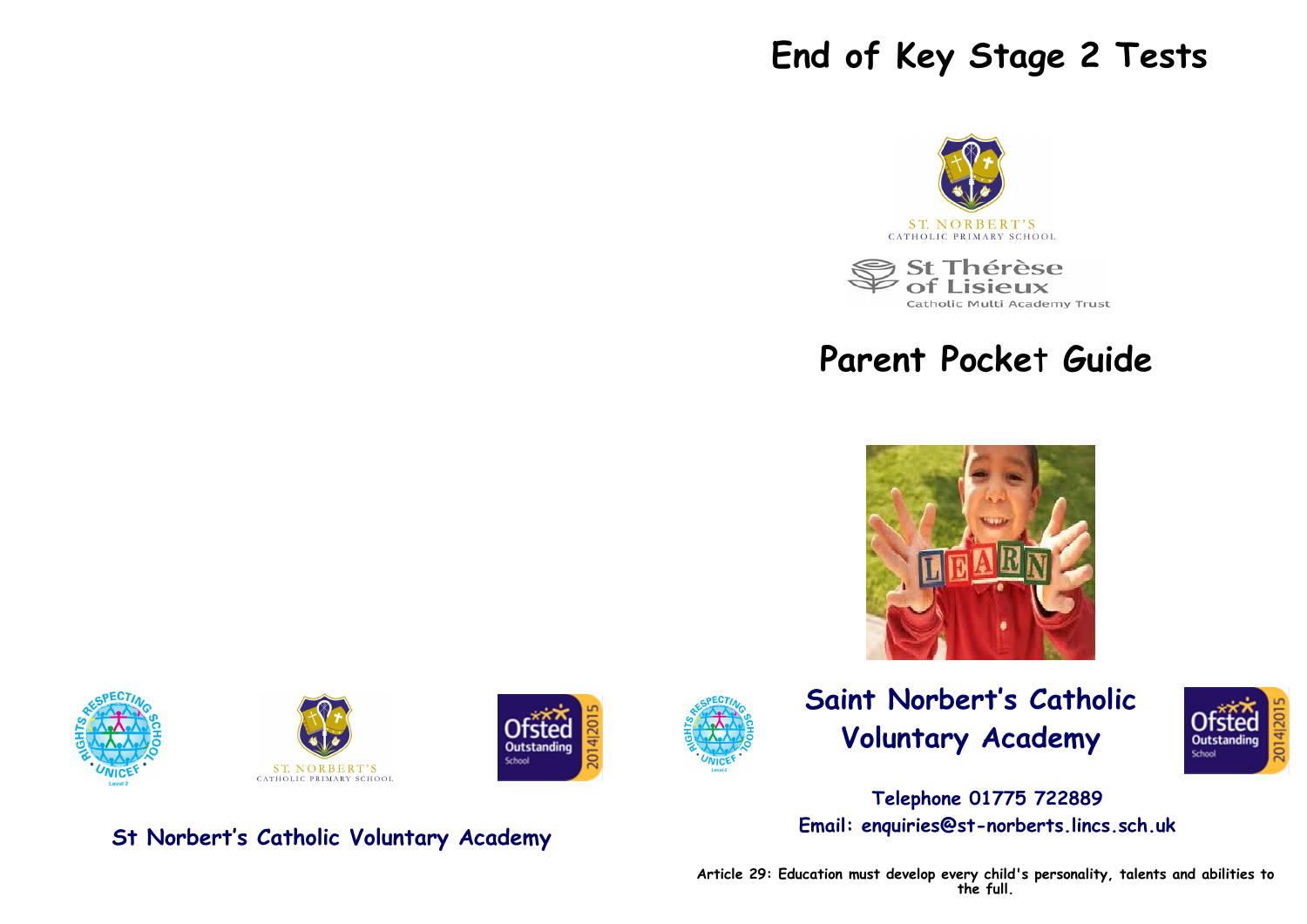St Norbert's Catholic Voluntary Academy

# End of Key Stage 2 Tests

ST. NORBERT'S
CATHOLIC PRIMARY SCHOOL

St Thérèse of Lisieux
Catholic Multi Academy Trust

# Parent Pocket Guide

## Saint Norbert's Catholic Voluntary Academy

**Telephone 01775 722889**

**Email: enquiries@st-norberts.lincs.sch.uk**

**Article 29: Education must develop every child's personality, talents and abilities to the full.**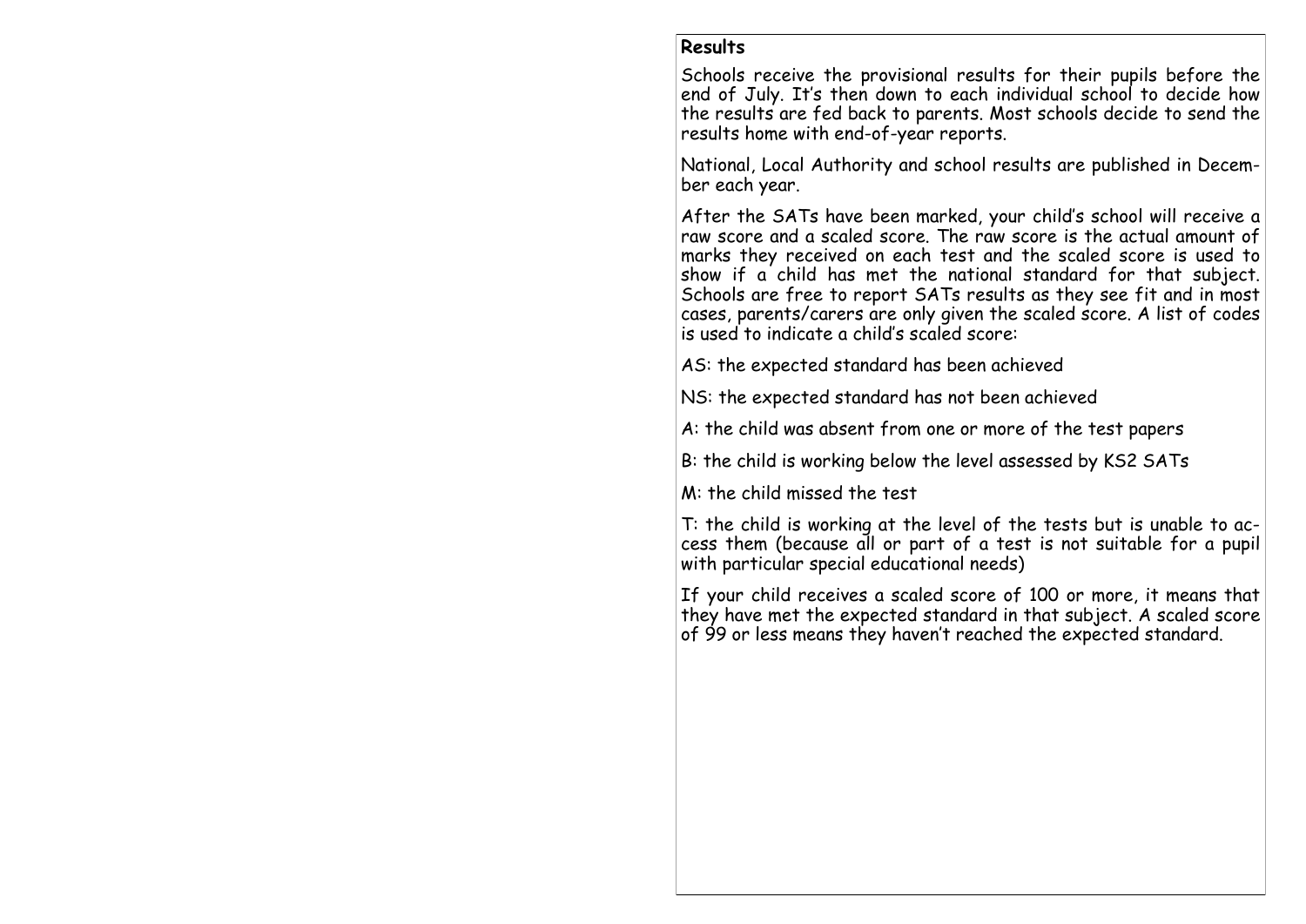## Results

Schools receive the provisional results for their pupils before the end of July. It's then down to each individual school to decide how the results are fed back to parents. Most schools decide to send the results home with end-of-year reports.

National, Local Authority and school results are published in December each year.

After the SATs have been marked, your child's school will receive a raw score and a scaled score. The raw score is the actual amount of marks they received on each test and the scaled score is used to show if a child has met the national standard for that subject. Schools are free to report SATs results as they see fit and in most cases, parents/carers are only given the scaled score. A list of codes is used to indicate a child's scaled score:

AS: the expected standard has been achieved

NS: the expected standard has not been achieved

A: the child was absent from one or more of the test papers

B: the child is working below the level assessed by KS2 SATs

M: the child missed the test

T: the child is working at the level of the tests but is unable to access them (because all or part of a test is not suitable for a pupil with particular special educational needs)

If your child receives a scaled score of 100 or more, it means that they have met the expected standard in that subject. A scaled score of 99 or less means they haven't reached the expected standard.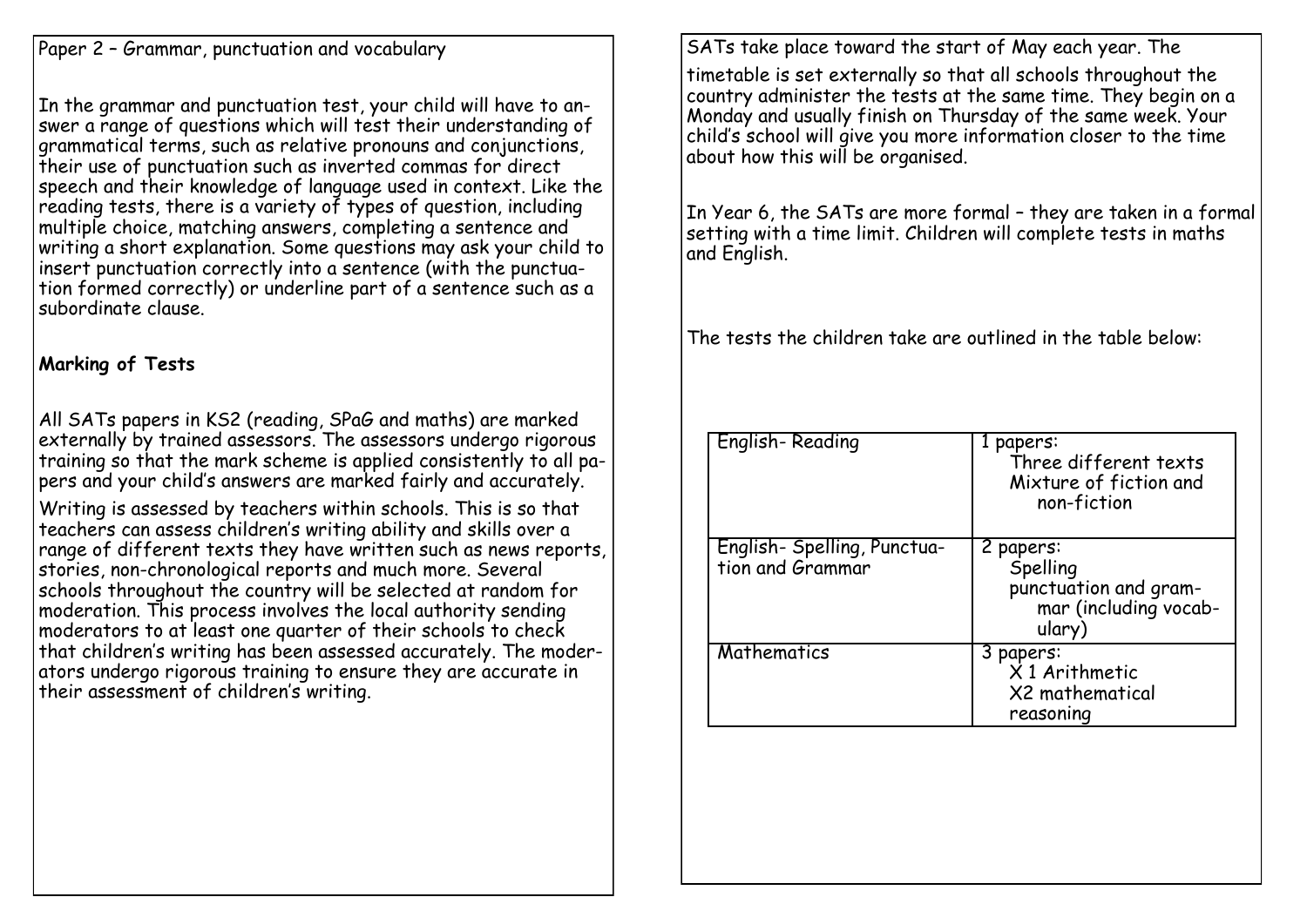Paper 2 – Grammar, punctuation and vocabulary

In the grammar and punctuation test, your child will have to answer a range of questions which will test their understanding of grammatical terms, such as relative pronouns and conjunctions, their use of punctuation such as inverted commas for direct speech and their knowledge of language used in context. Like the reading tests, there is a variety of types of question, including multiple choice, matching answers, completing a sentence and writing a short explanation. Some questions may ask your child to insert punctuation correctly into a sentence (with the punctuation formed correctly) or underline part of a sentence such as a subordinate clause.

**Marking of Tests**

All SATs papers in KS2 (reading, SPaG and maths) are marked externally by trained assessors. The assessors undergo rigorous training so that the mark scheme is applied consistently to all papers and your child's answers are marked fairly and accurately.

Writing is assessed by teachers within schools. This is so that teachers can assess children's writing ability and skills over a range of different texts they have written such as news reports, stories, non-chronological reports and much more. Several schools throughout the country will be selected at random for moderation. This process involves the local authority sending moderators to at least one quarter of their schools to check that children's writing has been assessed accurately. The moderators undergo rigorous training to ensure they are accurate in their assessment of children's writing.

SATs take place toward the start of May each year. The timetable is set externally so that all schools throughout the country administer the tests at the same time. They begin on a Monday and usually finish on Thursday of the same week. Your child's school will give you more information closer to the time about how this will be organised.

In Year 6, the SATs are more formal – they are taken in a formal setting with a time limit. Children will complete tests in maths and English.

The tests the children take are outlined in the table below:

| | |
|---|---|
| English- Reading | 1 papers:<br>Three different texts<br>Mixture of fiction and non-fiction |
| English- Spelling, Punctuation and Grammar | 2 papers:<br>Spelling<br>punctuation and grammar (including vocabulary) |
| Mathematics | 3 papers:<br>X 1 Arithmetic<br>X2 mathematical reasoning |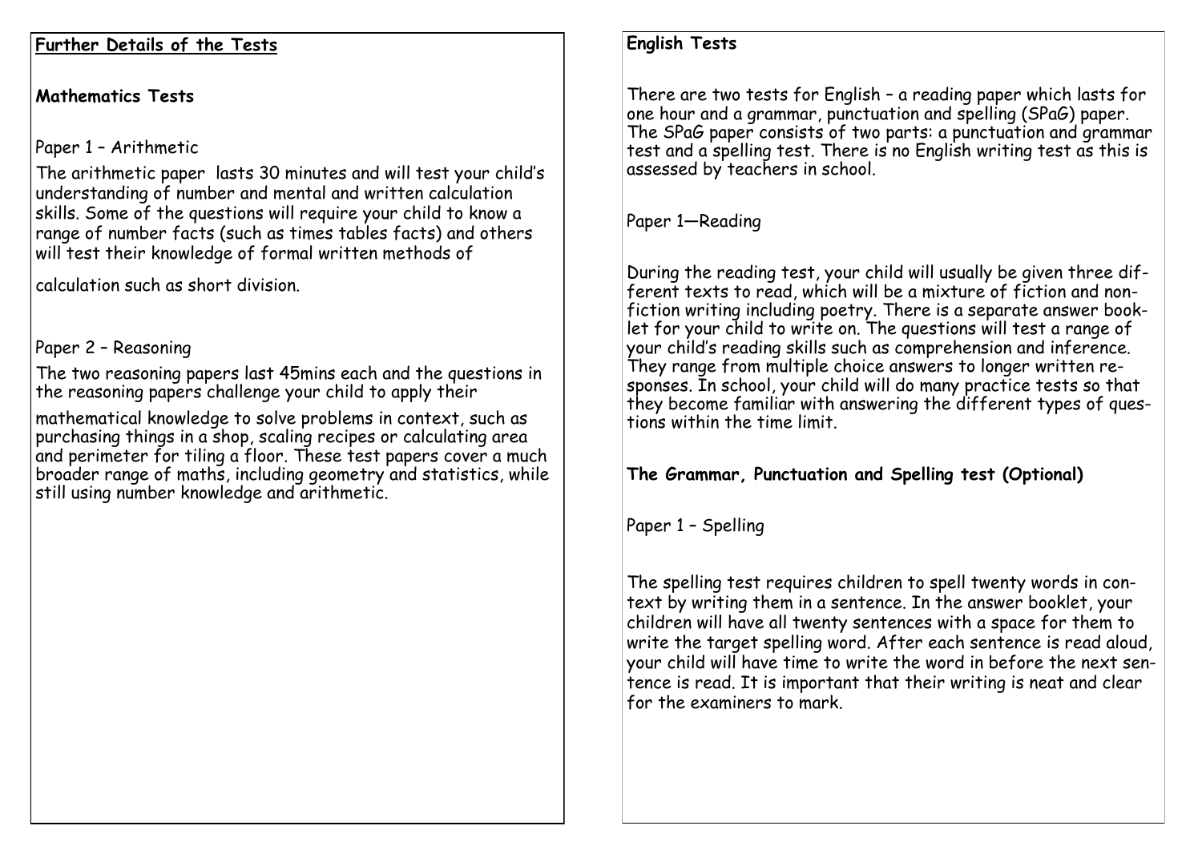**Further Details of the Tests**

**Mathematics Tests**

Paper 1 – Arithmetic

The arithmetic paper lasts 30 minutes and will test your child's understanding of number and mental and written calculation skills. Some of the questions will require your child to know a range of number facts (such as times tables facts) and others will test their knowledge of formal written methods of calculation such as short division.

Paper 2 – Reasoning

The two reasoning papers last 45mins each and the questions in the reasoning papers challenge your child to apply their mathematical knowledge to solve problems in context, such as purchasing things in a shop, scaling recipes or calculating area and perimeter for tiling a floor. These test papers cover a much broader range of maths, including geometry and statistics, while still using number knowledge and arithmetic.

**English Tests**

There are two tests for English – a reading paper which lasts for one hour and a grammar, punctuation and spelling (SPaG) paper. The SPaG paper consists of two parts: a punctuation and grammar test and a spelling test. There is no English writing test as this is assessed by teachers in school.

Paper 1—Reading

During the reading test, your child will usually be given three different texts to read, which will be a mixture of fiction and non-fiction writing including poetry. There is a separate answer booklet for your child to write on. The questions will test a range of your child's reading skills such as comprehension and inference. They range from multiple choice answers to longer written responses. In school, your child will do many practice tests so that they become familiar with answering the different types of questions within the time limit.

**The Grammar, Punctuation and Spelling test (Optional)**

Paper 1 – Spelling

The spelling test requires children to spell twenty words in context by writing them in a sentence. In the answer booklet, your children will have all twenty sentences with a space for them to write the target spelling word. After each sentence is read aloud, your child will have time to write the word in before the next sentence is read. It is important that their writing is neat and clear for the examiners to mark.